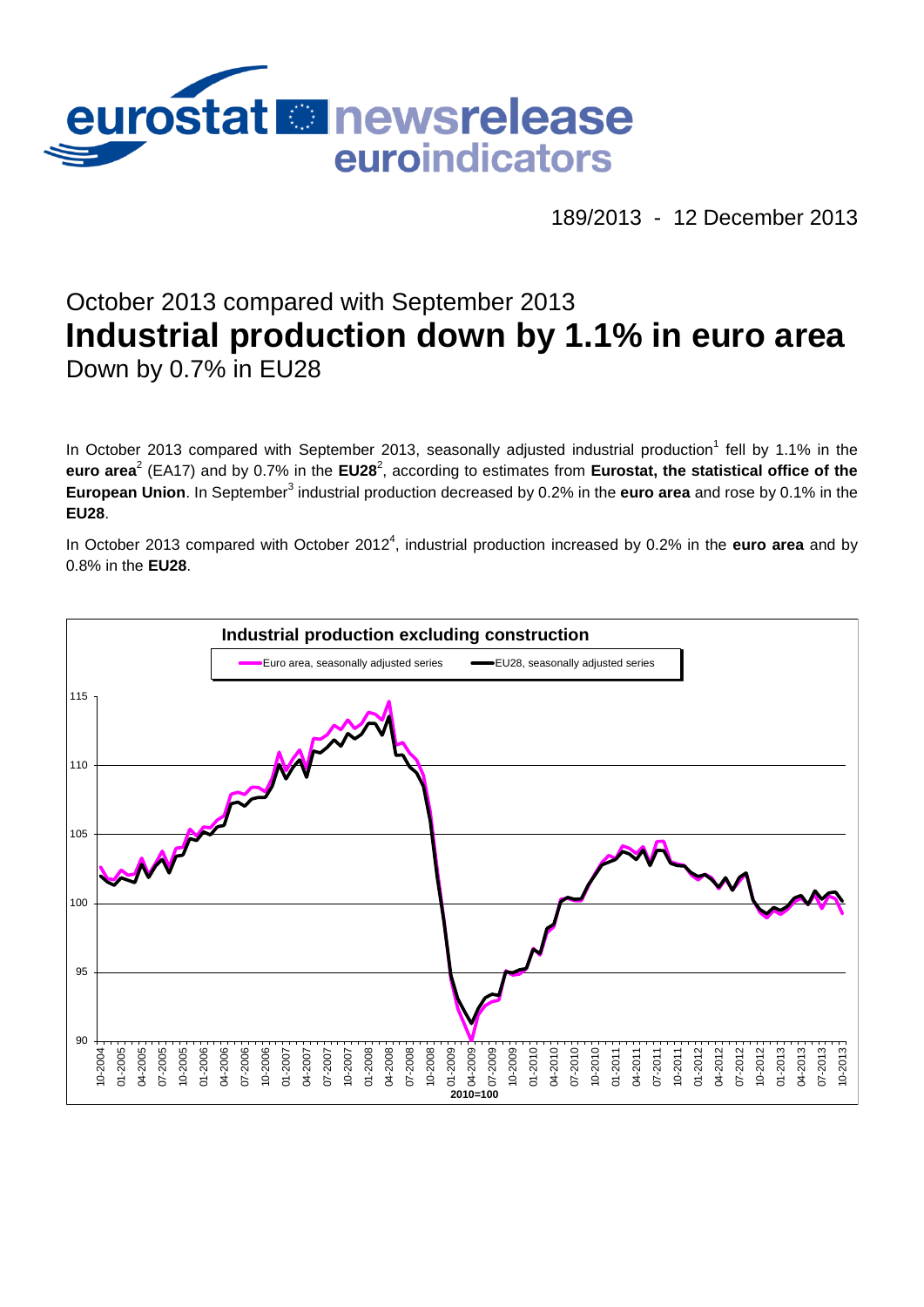# eurostat newsrelease euroindicators

189/2013 - 12 December 2013

## October 2013 compared with September 2013

# Industrial production down by 1.1% in euro area

## Down by 0.7% in EU28

In October 2013 compared with September 2013, seasonally adjusted industrial production[1] fell by 1.1% in the **euro area**[2] (EA17) and by 0.7% in the **EU28**[2], according to estimates from **Eurostat, the statistical office of the European Union**. In September[3] industrial production decreased by 0.2% in the **euro area** and rose by 0.1% in the **EU28**.

In October 2013 compared with October 2012[4], industrial production increased by 0.2% in the **euro area** and by 0.8% in the **EU28**.

**Industrial production excluding construction**

Euro area, seasonally adjusted series — EU28, seasonally adjusted series

2010=100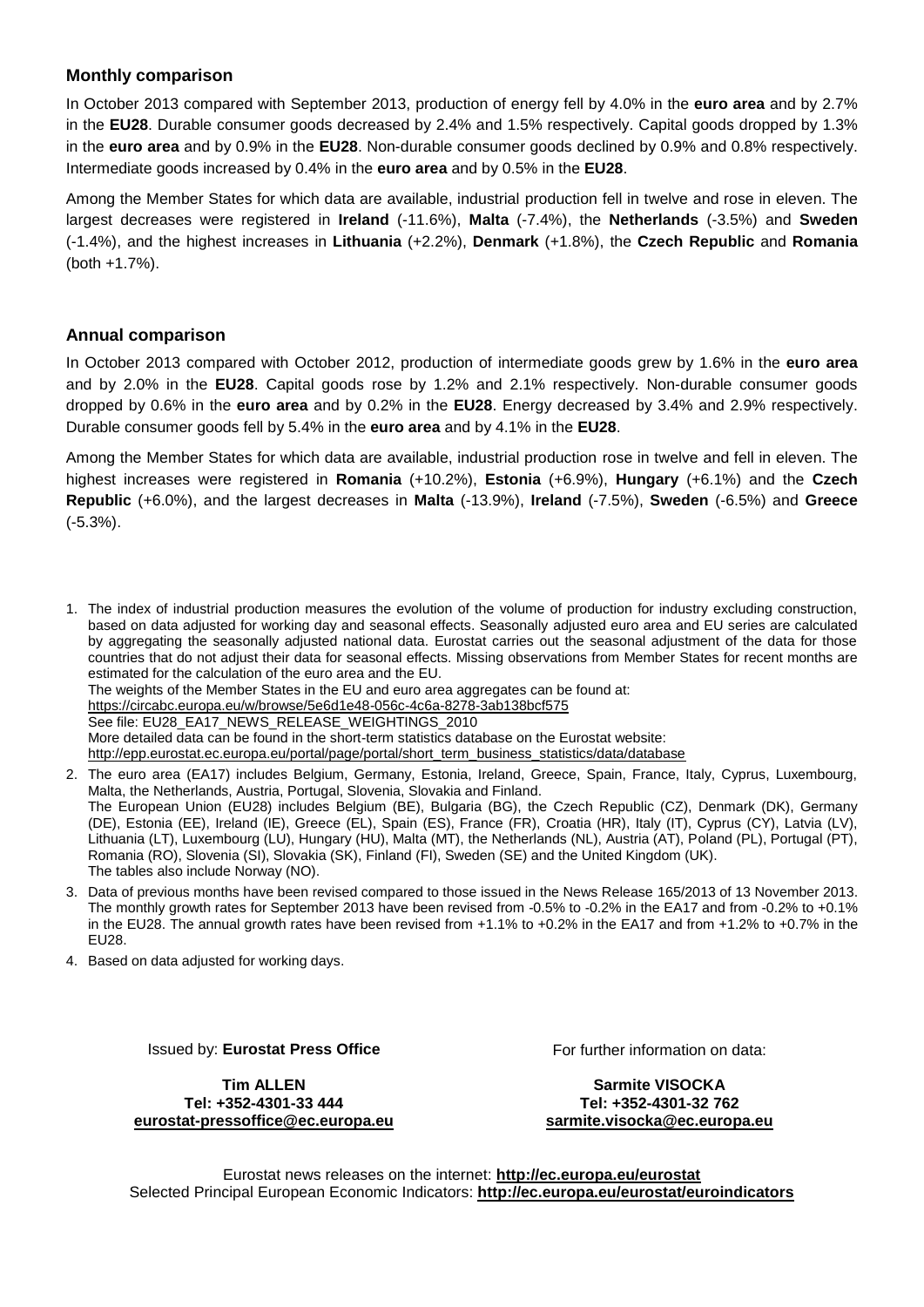## Monthly comparison

In October 2013 compared with September 2013, production of energy fell by 4.0% in the **euro area** and by 2.7% in the **EU28**. Durable consumer goods decreased by 2.4% and 1.5% respectively. Capital goods dropped by 1.3% in the **euro area** and by 0.9% in the **EU28**. Non-durable consumer goods declined by 0.9% and 0.8% respectively. Intermediate goods increased by 0.4% in the **euro area** and by 0.5% in the **EU28**.

Among the Member States for which data are available, industrial production fell in twelve and rose in eleven. The largest decreases were registered in **Ireland** (-11.6%), **Malta** (-7.4%), the **Netherlands** (-3.5%) and **Sweden** (-1.4%), and the highest increases in **Lithuania** (+2.2%), **Denmark** (+1.8%), the **Czech Republic** and **Romania** (both +1.7%).

## Annual comparison

In October 2013 compared with October 2012, production of intermediate goods grew by 1.6% in the **euro area** and by 2.0% in the **EU28**. Capital goods rose by 1.2% and 2.1% respectively. Non-durable consumer goods dropped by 0.6% in the **euro area** and by 0.2% in the **EU28**. Energy decreased by 3.4% and 2.9% respectively. Durable consumer goods fell by 5.4% in the **euro area** and by 4.1% in the **EU28**.

Among the Member States for which data are available, industrial production rose in twelve and fell in eleven. The highest increases were registered in **Romania** (+10.2%), **Estonia** (+6.9%), **Hungary** (+6.1%) and the **Czech Republic** (+6.0%), and the largest decreases in **Malta** (-13.9%), **Ireland** (-7.5%), **Sweden** (-6.5%) and **Greece** (-5.3%).

1. The index of industrial production measures the evolution of the volume of production for industry excluding construction, based on data adjusted for working day and seasonal effects. Seasonally adjusted euro area and EU series are calculated by aggregating the seasonally adjusted national data. Eurostat carries out the seasonal adjustment of the data for those countries that do not adjust their data for seasonal effects. Missing observations from Member States for recent months are estimated for the calculation of the euro area and the EU.
   The weights of the Member States in the EU and euro area aggregates can be found at:
   https://circabc.europa.eu/w/browse/5e6d1e48-056c-4c6a-8278-3ab138bcf575
   See file: EU28_EA17_NEWS_RELEASE_WEIGHTINGS_2010
   More detailed data can be found in the short-term statistics database on the Eurostat website:
   http://epp.eurostat.ec.europa.eu/portal/page/portal/short_term_business_statistics/data/database
2. The euro area (EA17) includes Belgium, Germany, Estonia, Ireland, Greece, Spain, France, Italy, Cyprus, Luxembourg, Malta, the Netherlands, Austria, Portugal, Slovenia, Slovakia and Finland.
   The European Union (EU28) includes Belgium (BE), Bulgaria (BG), the Czech Republic (CZ), Denmark (DK), Germany (DE), Estonia (EE), Ireland (IE), Greece (EL), Spain (ES), France (FR), Croatia (HR), Italy (IT), Cyprus (CY), Latvia (LV), Lithuania (LT), Luxembourg (LU), Hungary (HU), Malta (MT), the Netherlands (NL), Austria (AT), Poland (PL), Portugal (PT), Romania (RO), Slovenia (SI), Slovakia (SK), Finland (FI), Sweden (SE) and the United Kingdom (UK).
   The tables also include Norway (NO).
3. Data of previous months have been revised compared to those issued in the News Release 165/2013 of 13 November 2013. The monthly growth rates for September 2013 have been revised from -0.5% to -0.2% in the EA17 and from -0.2% to +0.1% in the EU28. The annual growth rates have been revised from +1.1% to +0.2% in the EA17 and from +1.2% to +0.7% in the EU28.
4. Based on data adjusted for working days.

Issued by: **Eurostat Press Office**

**Tim ALLEN**
**Tel: +352-4301-33 444**
**eurostat-pressoffice@ec.europa.eu**

For further information on data:

**Sarmite VISOCKA**
**Tel: +352-4301-32 762**
**sarmite.visocka@ec.europa.eu**

Eurostat news releases on the internet: **http://ec.europa.eu/eurostat**
Selected Principal European Economic Indicators: **http://ec.europa.eu/eurostat/euroindicators**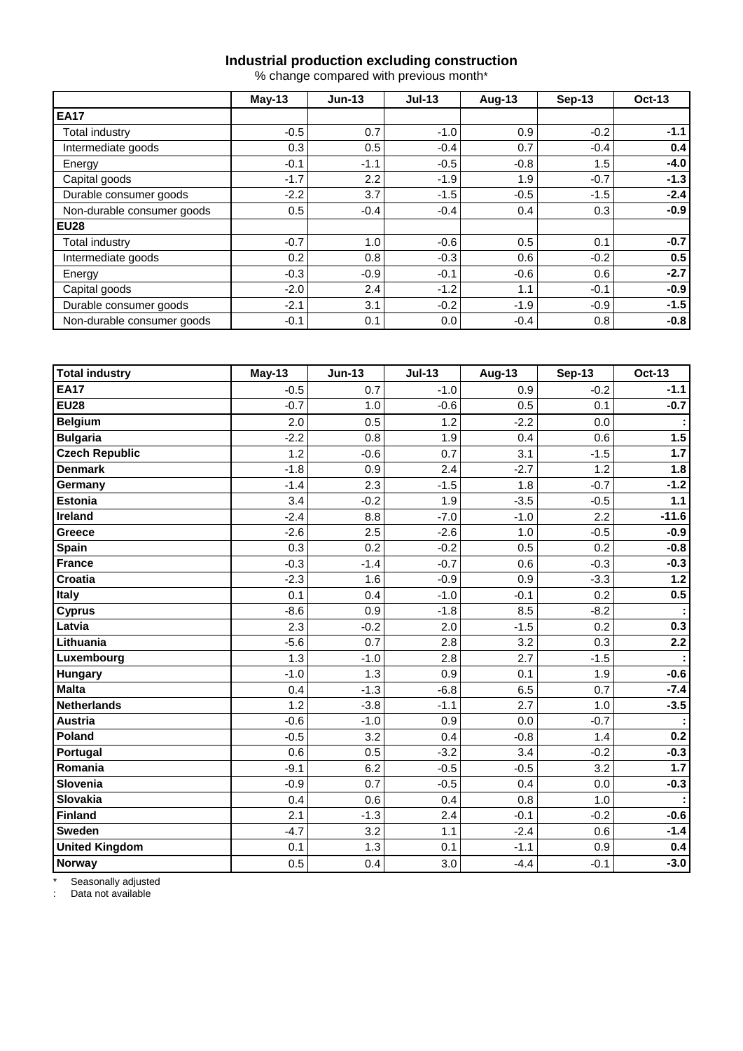## Industrial production excluding construction

% change compared with previous month*

| | May-13 | Jun-13 | Jul-13 | Aug-13 | Sep-13 | Oct-13 |
|---|---|---|---|---|---|---|
| **EA17** | | | | | | |
| Total industry | -0.5 | 0.7 | -1.0 | 0.9 | -0.2 | **-1.1** |
| Intermediate goods | 0.3 | 0.5 | -0.4 | 0.7 | -0.4 | **0.4** |
| Energy | -0.1 | -1.1 | -0.5 | -0.8 | 1.5 | **-4.0** |
| Capital goods | -1.7 | 2.2 | -1.9 | 1.9 | -0.7 | **-1.3** |
| Durable consumer goods | -2.2 | 3.7 | -1.5 | -0.5 | -1.5 | **-2.4** |
| Non-durable consumer goods | 0.5 | -0.4 | -0.4 | 0.4 | 0.3 | **-0.9** |
| **EU28** | | | | | | |
| Total industry | -0.7 | 1.0 | -0.6 | 0.5 | 0.1 | **-0.7** |
| Intermediate goods | 0.2 | 0.8 | -0.3 | 0.6 | -0.2 | **0.5** |
| Energy | -0.3 | -0.9 | -0.1 | -0.6 | 0.6 | **-2.7** |
| Capital goods | -2.0 | 2.4 | -1.2 | 1.1 | -0.1 | **-0.9** |
| Durable consumer goods | -2.1 | 3.1 | -0.2 | -1.9 | -0.9 | **-1.5** |
| Non-durable consumer goods | -0.1 | 0.1 | 0.0 | -0.4 | 0.8 | **-0.8** |

| Total industry | May-13 | Jun-13 | Jul-13 | Aug-13 | Sep-13 | Oct-13 |
|---|---|---|---|---|---|---|
| **EA17** | -0.5 | 0.7 | -1.0 | 0.9 | -0.2 | **-1.1** |
| **EU28** | -0.7 | 1.0 | -0.6 | 0.5 | 0.1 | **-0.7** |
| **Belgium** | 2.0 | 0.5 | 1.2 | -2.2 | 0.0 | **:** |
| **Bulgaria** | -2.2 | 0.8 | 1.9 | 0.4 | 0.6 | **1.5** |
| **Czech Republic** | 1.2 | -0.6 | 0.7 | 3.1 | -1.5 | **1.7** |
| **Denmark** | -1.8 | 0.9 | 2.4 | -2.7 | 1.2 | **1.8** |
| **Germany** | -1.4 | 2.3 | -1.5 | 1.8 | -0.7 | **-1.2** |
| **Estonia** | 3.4 | -0.2 | 1.9 | -3.5 | -0.5 | **1.1** |
| **Ireland** | -2.4 | 8.8 | -7.0 | -1.0 | 2.2 | **-11.6** |
| **Greece** | -2.6 | 2.5 | -2.6 | 1.0 | -0.5 | **-0.9** |
| **Spain** | 0.3 | 0.2 | -0.2 | 0.5 | 0.2 | **-0.8** |
| **France** | -0.3 | -1.4 | -0.7 | 0.6 | -0.3 | **-0.3** |
| **Croatia** | -2.3 | 1.6 | -0.9 | 0.9 | -3.3 | **1.2** |
| **Italy** | 0.1 | 0.4 | -1.0 | -0.1 | 0.2 | **0.5** |
| **Cyprus** | -8.6 | 0.9 | -1.8 | 8.5 | -8.2 | **:** |
| **Latvia** | 2.3 | -0.2 | 2.0 | -1.5 | 0.2 | **0.3** |
| **Lithuania** | -5.6 | 0.7 | 2.8 | 3.2 | 0.3 | **2.2** |
| **Luxembourg** | 1.3 | -1.0 | 2.8 | 2.7 | -1.5 | **:** |
| **Hungary** | -1.0 | 1.3 | 0.9 | 0.1 | 1.9 | **-0.6** |
| **Malta** | 0.4 | -1.3 | -6.8 | 6.5 | 0.7 | **-7.4** |
| **Netherlands** | 1.2 | -3.8 | -1.1 | 2.7 | 1.0 | **-3.5** |
| **Austria** | -0.6 | -1.0 | 0.9 | 0.0 | -0.7 | **:** |
| **Poland** | -0.5 | 3.2 | 0.4 | -0.8 | 1.4 | **0.2** |
| **Portugal** | 0.6 | 0.5 | -3.2 | 3.4 | -0.2 | **-0.3** |
| **Romania** | -9.1 | 6.2 | -0.5 | -0.5 | 3.2 | **1.7** |
| **Slovenia** | -0.9 | 0.7 | -0.5 | 0.4 | 0.0 | **-0.3** |
| **Slovakia** | 0.4 | 0.6 | 0.4 | 0.8 | 1.0 | **:** |
| **Finland** | 2.1 | -1.3 | 2.4 | -0.1 | -0.2 | **-0.6** |
| **Sweden** | -4.7 | 3.2 | 1.1 | -2.4 | 0.6 | **-1.4** |
| **United Kingdom** | 0.1 | 1.3 | 0.1 | -1.1 | 0.9 | **0.4** |
| **Norway** | 0.5 | 0.4 | 3.0 | -4.4 | -0.1 | **-3.0** |

\* Seasonally adjusted

: Data not available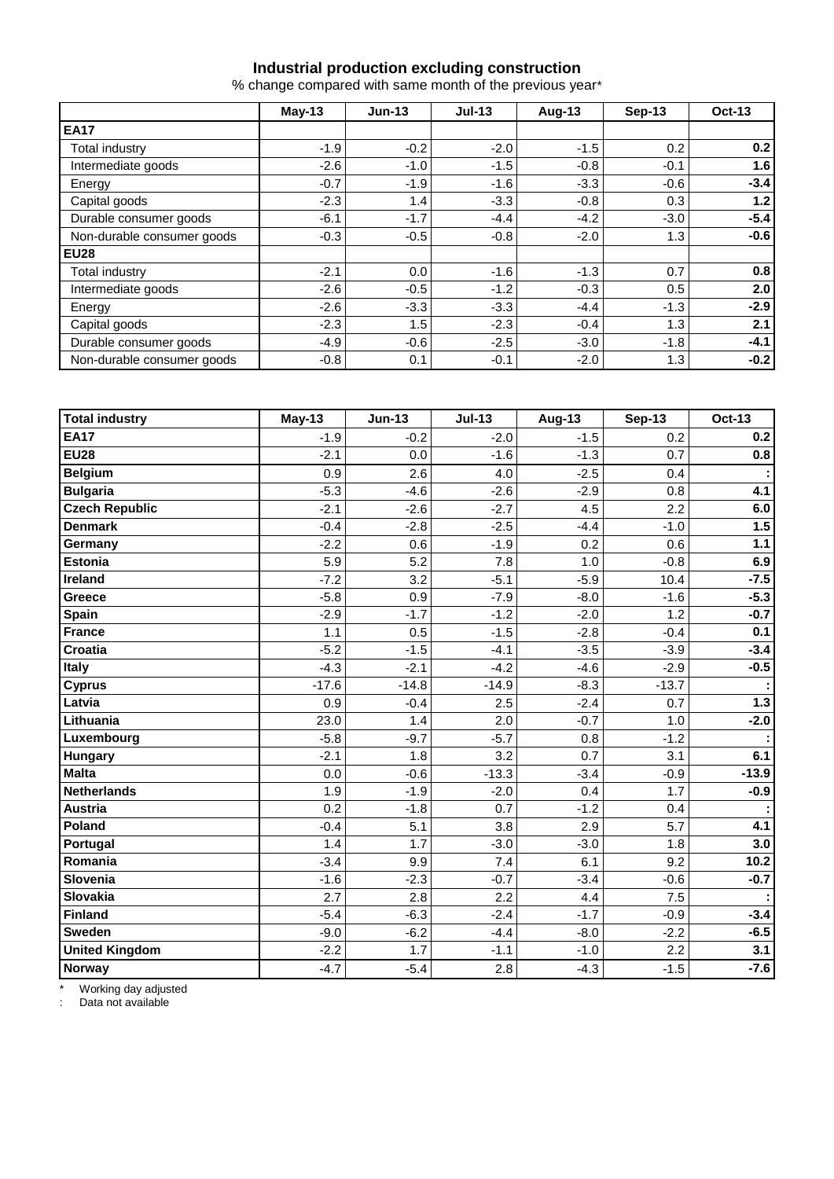## Industrial production excluding construction

% change compared with same month of the previous year*

| | May-13 | Jun-13 | Jul-13 | Aug-13 | Sep-13 | Oct-13 |
|---|---|---|---|---|---|---|
| **EA17** | | | | | | |
| Total industry | -1.9 | -0.2 | -2.0 | -1.5 | 0.2 | **0.2** |
| Intermediate goods | -2.6 | -1.0 | -1.5 | -0.8 | -0.1 | **1.6** |
| Energy | -0.7 | -1.9 | -1.6 | -3.3 | -0.6 | **-3.4** |
| Capital goods | -2.3 | 1.4 | -3.3 | -0.8 | 0.3 | **1.2** |
| Durable consumer goods | -6.1 | -1.7 | -4.4 | -4.2 | -3.0 | **-5.4** |
| Non-durable consumer goods | -0.3 | -0.5 | -0.8 | -2.0 | 1.3 | **-0.6** |
| **EU28** | | | | | | |
| Total industry | -2.1 | 0.0 | -1.6 | -1.3 | 0.7 | **0.8** |
| Intermediate goods | -2.6 | -0.5 | -1.2 | -0.3 | 0.5 | **2.0** |
| Energy | -2.6 | -3.3 | -3.3 | -4.4 | -1.3 | **-2.9** |
| Capital goods | -2.3 | 1.5 | -2.3 | -0.4 | 1.3 | **2.1** |
| Durable consumer goods | -4.9 | -0.6 | -2.5 | -3.0 | -1.8 | **-4.1** |
| Non-durable consumer goods | -0.8 | 0.1 | -0.1 | -2.0 | 1.3 | **-0.2** |

| **Total industry** | May-13 | Jun-13 | Jul-13 | Aug-13 | Sep-13 | Oct-13 |
|---|---|---|---|---|---|---|
| **EA17** | -1.9 | -0.2 | -2.0 | -1.5 | 0.2 | **0.2** |
| **EU28** | -2.1 | 0.0 | -1.6 | -1.3 | 0.7 | **0.8** |
| **Belgium** | 0.9 | 2.6 | 4.0 | -2.5 | 0.4 | **:** |
| **Bulgaria** | -5.3 | -4.6 | -2.6 | -2.9 | 0.8 | **4.1** |
| **Czech Republic** | -2.1 | -2.6 | -2.7 | 4.5 | 2.2 | **6.0** |
| **Denmark** | -0.4 | -2.8 | -2.5 | -4.4 | -1.0 | **1.5** |
| **Germany** | -2.2 | 0.6 | -1.9 | 0.2 | 0.6 | **1.1** |
| **Estonia** | 5.9 | 5.2 | 7.8 | 1.0 | -0.8 | **6.9** |
| **Ireland** | -7.2 | 3.2 | -5.1 | -5.9 | 10.4 | **-7.5** |
| **Greece** | -5.8 | 0.9 | -7.9 | -8.0 | -1.6 | **-5.3** |
| **Spain** | -2.9 | -1.7 | -1.2 | -2.0 | 1.2 | **-0.7** |
| **France** | 1.1 | 0.5 | -1.5 | -2.8 | -0.4 | **0.1** |
| **Croatia** | -5.2 | -1.5 | -4.1 | -3.5 | -3.9 | **-3.4** |
| **Italy** | -4.3 | -2.1 | -4.2 | -4.6 | -2.9 | **-0.5** |
| **Cyprus** | -17.6 | -14.8 | -14.9 | -8.3 | -13.7 | **:** |
| **Latvia** | 0.9 | -0.4 | 2.5 | -2.4 | 0.7 | **1.3** |
| **Lithuania** | 23.0 | 1.4 | 2.0 | -0.7 | 1.0 | **-2.0** |
| **Luxembourg** | -5.8 | -9.7 | -5.7 | 0.8 | -1.2 | **:** |
| **Hungary** | -2.1 | 1.8 | 3.2 | 0.7 | 3.1 | **6.1** |
| **Malta** | 0.0 | -0.6 | -13.3 | -3.4 | -0.9 | **-13.9** |
| **Netherlands** | 1.9 | -1.9 | -2.0 | 0.4 | 1.7 | **-0.9** |
| **Austria** | 0.2 | -1.8 | 0.7 | -1.2 | 0.4 | **:** |
| **Poland** | -0.4 | 5.1 | 3.8 | 2.9 | 5.7 | **4.1** |
| **Portugal** | 1.4 | 1.7 | -3.0 | -3.0 | 1.8 | **3.0** |
| **Romania** | -3.4 | 9.9 | 7.4 | 6.1 | 9.2 | **10.2** |
| **Slovenia** | -1.6 | -2.3 | -0.7 | -3.4 | -0.6 | **-0.7** |
| **Slovakia** | 2.7 | 2.8 | 2.2 | 4.4 | 7.5 | **:** |
| **Finland** | -5.4 | -6.3 | -2.4 | -1.7 | -0.9 | **-3.4** |
| **Sweden** | -9.0 | -6.2 | -4.4 | -8.0 | -2.2 | **-6.5** |
| **United Kingdom** | -2.2 | 1.7 | -1.1 | -1.0 | 2.2 | **3.1** |
| **Norway** | -4.7 | -5.4 | 2.8 | -4.3 | -1.5 | **-7.6** |

\* Working day adjusted

: Data not available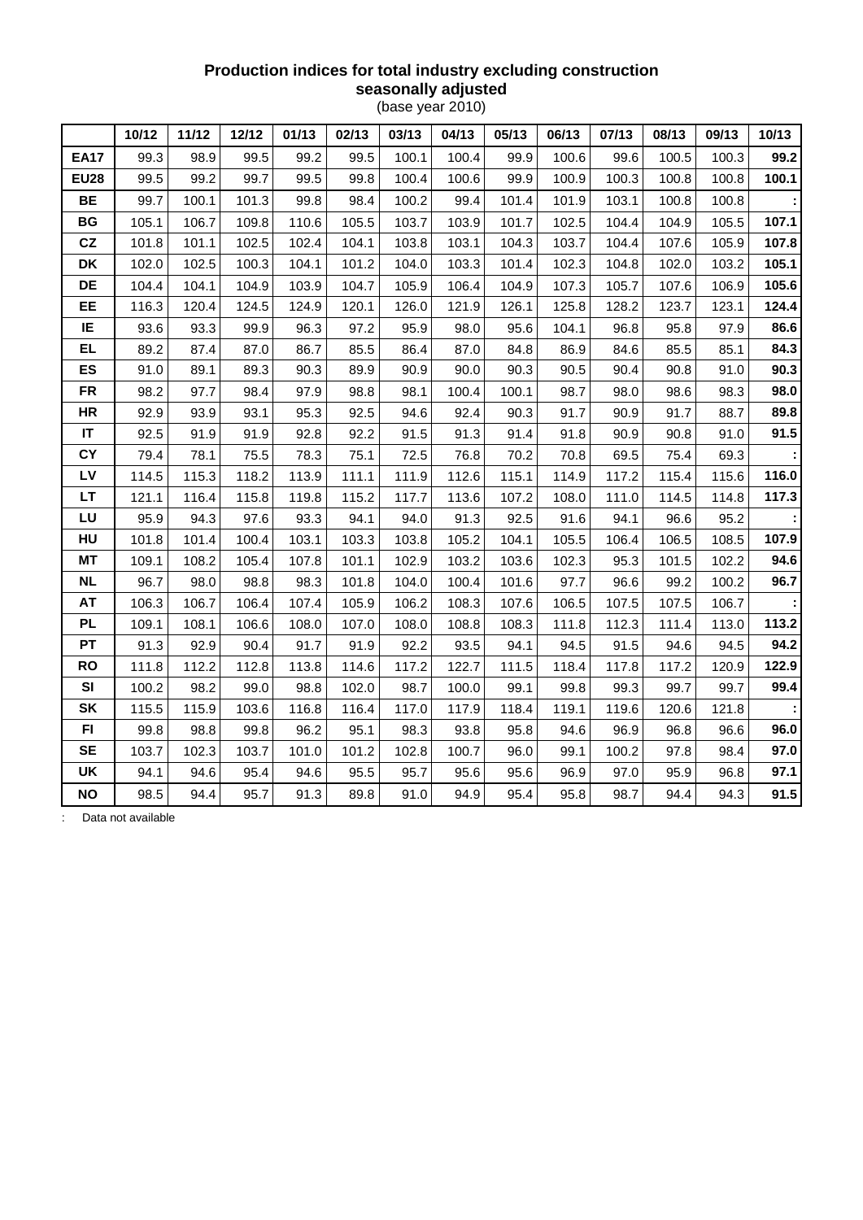**Production indices for total industry excluding construction**
**seasonally adjusted**
(base year 2010)

| | 10/12 | 11/12 | 12/12 | 01/13 | 02/13 | 03/13 | 04/13 | 05/13 | 06/13 | 07/13 | 08/13 | 09/13 | 10/13 |
|---|---|---|---|---|---|---|---|---|---|---|---|---|---|
| **EA17** | 99.3 | 98.9 | 99.5 | 99.2 | 99.5 | 100.1 | 100.4 | 99.9 | 100.6 | 99.6 | 100.5 | 100.3 | **99.2** |
| **EU28** | 99.5 | 99.2 | 99.7 | 99.5 | 99.8 | 100.4 | 100.6 | 99.9 | 100.9 | 100.3 | 100.8 | 100.8 | **100.1** |
| **BE** | 99.7 | 100.1 | 101.3 | 99.8 | 98.4 | 100.2 | 99.4 | 101.4 | 101.9 | 103.1 | 100.8 | 100.8 | **:** |
| **BG** | 105.1 | 106.7 | 109.8 | 110.6 | 105.5 | 103.7 | 103.9 | 101.7 | 102.5 | 104.4 | 104.9 | 105.5 | **107.1** |
| **CZ** | 101.8 | 101.1 | 102.5 | 102.4 | 104.1 | 103.8 | 103.1 | 104.3 | 103.7 | 104.4 | 107.6 | 105.9 | **107.8** |
| **DK** | 102.0 | 102.5 | 100.3 | 104.1 | 101.2 | 104.0 | 103.3 | 101.4 | 102.3 | 104.8 | 102.0 | 103.2 | **105.1** |
| **DE** | 104.4 | 104.1 | 104.9 | 103.9 | 104.7 | 105.9 | 106.4 | 104.9 | 107.3 | 105.7 | 107.6 | 106.9 | **105.6** |
| **EE** | 116.3 | 120.4 | 124.5 | 124.9 | 120.1 | 126.0 | 121.9 | 126.1 | 125.8 | 128.2 | 123.7 | 123.1 | **124.4** |
| **IE** | 93.6 | 93.3 | 99.9 | 96.3 | 97.2 | 95.9 | 98.0 | 95.6 | 104.1 | 96.8 | 95.8 | 97.9 | **86.6** |
| **EL** | 89.2 | 87.4 | 87.0 | 86.7 | 85.5 | 86.4 | 87.0 | 84.8 | 86.9 | 84.6 | 85.5 | 85.1 | **84.3** |
| **ES** | 91.0 | 89.1 | 89.3 | 90.3 | 89.9 | 90.9 | 90.0 | 90.3 | 90.5 | 90.4 | 90.8 | 91.0 | **90.3** |
| **FR** | 98.2 | 97.7 | 98.4 | 97.9 | 98.8 | 98.1 | 100.4 | 100.1 | 98.7 | 98.0 | 98.6 | 98.3 | **98.0** |
| **HR** | 92.9 | 93.9 | 93.1 | 95.3 | 92.5 | 94.6 | 92.4 | 90.3 | 91.7 | 90.9 | 91.7 | 88.7 | **89.8** |
| **IT** | 92.5 | 91.9 | 91.9 | 92.8 | 92.2 | 91.5 | 91.3 | 91.4 | 91.8 | 90.9 | 90.8 | 91.0 | **91.5** |
| **CY** | 79.4 | 78.1 | 75.5 | 78.3 | 75.1 | 72.5 | 76.8 | 70.2 | 70.8 | 69.5 | 75.4 | 69.3 | **:** |
| **LV** | 114.5 | 115.3 | 118.2 | 113.9 | 111.1 | 111.9 | 112.6 | 115.1 | 114.9 | 117.2 | 115.4 | 115.6 | **116.0** |
| **LT** | 121.1 | 116.4 | 115.8 | 119.8 | 115.2 | 117.7 | 113.6 | 107.2 | 108.0 | 111.0 | 114.5 | 114.8 | **117.3** |
| **LU** | 95.9 | 94.3 | 97.6 | 93.3 | 94.1 | 94.0 | 91.3 | 92.5 | 91.6 | 94.1 | 96.6 | 95.2 | **:** |
| **HU** | 101.8 | 101.4 | 100.4 | 103.1 | 103.3 | 103.8 | 105.2 | 104.1 | 105.5 | 106.4 | 106.5 | 108.5 | **107.9** |
| **MT** | 109.1 | 108.2 | 105.4 | 107.8 | 101.1 | 102.9 | 103.2 | 103.6 | 102.3 | 95.3 | 101.5 | 102.2 | **94.6** |
| **NL** | 96.7 | 98.0 | 98.8 | 98.3 | 101.8 | 104.0 | 100.4 | 101.6 | 97.7 | 96.6 | 99.2 | 100.2 | **96.7** |
| **AT** | 106.3 | 106.7 | 106.4 | 107.4 | 105.9 | 106.2 | 108.3 | 107.6 | 106.5 | 107.5 | 107.5 | 106.7 | **:** |
| **PL** | 109.1 | 108.1 | 106.6 | 108.0 | 107.0 | 108.0 | 108.8 | 108.3 | 111.8 | 112.3 | 111.4 | 113.0 | **113.2** |
| **PT** | 91.3 | 92.9 | 90.4 | 91.7 | 91.9 | 92.2 | 93.5 | 94.1 | 94.5 | 91.5 | 94.6 | 94.5 | **94.2** |
| **RO** | 111.8 | 112.2 | 112.8 | 113.8 | 114.6 | 117.2 | 122.7 | 111.5 | 118.4 | 117.8 | 117.2 | 120.9 | **122.9** |
| **SI** | 100.2 | 98.2 | 99.0 | 98.8 | 102.0 | 98.7 | 100.0 | 99.1 | 99.8 | 99.3 | 99.7 | 99.7 | **99.4** |
| **SK** | 115.5 | 115.9 | 103.6 | 116.8 | 116.4 | 117.0 | 117.9 | 118.4 | 119.1 | 119.6 | 120.6 | 121.8 | **:** |
| **FI** | 99.8 | 98.8 | 99.8 | 96.2 | 95.1 | 98.3 | 93.8 | 95.8 | 94.6 | 96.9 | 96.8 | 96.6 | **96.0** |
| **SE** | 103.7 | 102.3 | 103.7 | 101.0 | 101.2 | 102.8 | 100.7 | 96.0 | 99.1 | 100.2 | 97.8 | 98.4 | **97.0** |
| **UK** | 94.1 | 94.6 | 95.4 | 94.6 | 95.5 | 95.7 | 95.6 | 95.6 | 96.9 | 97.0 | 95.9 | 96.8 | **97.1** |
| **NO** | 98.5 | 94.4 | 95.7 | 91.3 | 89.8 | 91.0 | 94.9 | 95.4 | 95.8 | 98.7 | 94.4 | 94.3 | **91.5** |

: Data not available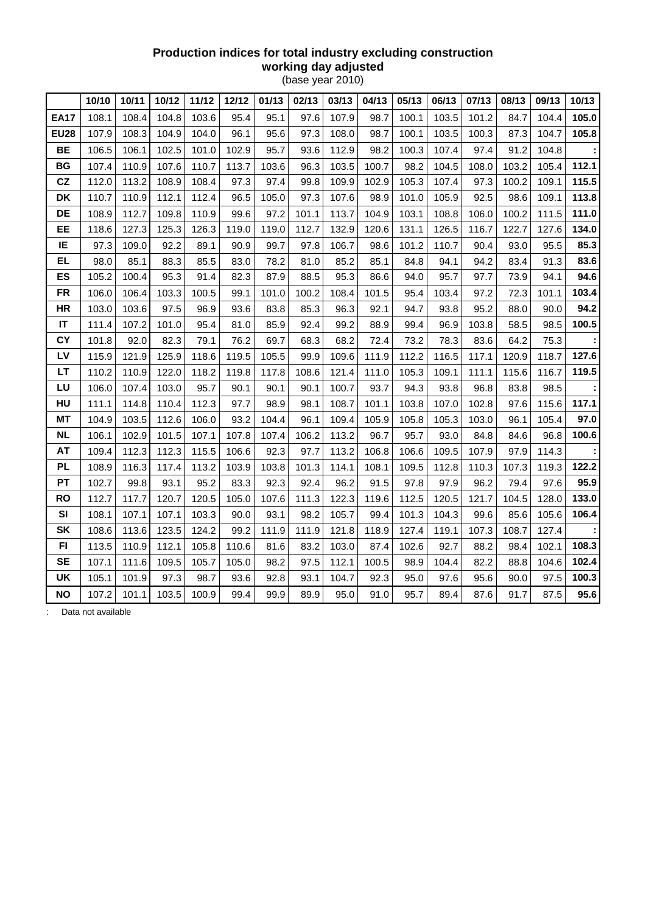**Production indices for total industry excluding construction**
**working day adjusted**
(base year 2010)

| | 10/10 | 10/11 | 10/12 | 11/12 | 12/12 | 01/13 | 02/13 | 03/13 | 04/13 | 05/13 | 06/13 | 07/13 | 08/13 | 09/13 | 10/13 |
|---|---|---|---|---|---|---|---|---|---|---|---|---|---|---|---|
| **EA17** | 108.1 | 108.4 | 104.8 | 103.6 | 95.4 | 95.1 | 97.6 | 107.9 | 98.7 | 100.1 | 103.5 | 101.2 | 84.7 | 104.4 | **105.0** |
| **EU28** | 107.9 | 108.3 | 104.9 | 104.0 | 96.1 | 95.6 | 97.3 | 108.0 | 98.7 | 100.1 | 103.5 | 100.3 | 87.3 | 104.7 | **105.8** |
| **BE** | 106.5 | 106.1 | 102.5 | 101.0 | 102.9 | 95.7 | 93.6 | 112.9 | 98.2 | 100.3 | 107.4 | 97.4 | 91.2 | 104.8 | **:** |
| **BG** | 107.4 | 110.9 | 107.6 | 110.7 | 113.7 | 103.6 | 96.3 | 103.5 | 100.7 | 98.2 | 104.5 | 108.0 | 103.2 | 105.4 | **112.1** |
| **CZ** | 112.0 | 113.2 | 108.9 | 108.4 | 97.3 | 97.4 | 99.8 | 109.9 | 102.9 | 105.3 | 107.4 | 97.3 | 100.2 | 109.1 | **115.5** |
| **DK** | 110.7 | 110.9 | 112.1 | 112.4 | 96.5 | 105.0 | 97.3 | 107.6 | 98.9 | 101.0 | 105.9 | 92.5 | 98.6 | 109.1 | **113.8** |
| **DE** | 108.9 | 112.7 | 109.8 | 110.9 | 99.6 | 97.2 | 101.1 | 113.7 | 104.9 | 103.1 | 108.8 | 106.0 | 100.2 | 111.5 | **111.0** |
| **EE** | 118.6 | 127.3 | 125.3 | 126.3 | 119.0 | 119.0 | 112.7 | 132.9 | 120.6 | 131.1 | 126.5 | 116.7 | 122.7 | 127.6 | **134.0** |
| **IE** | 97.3 | 109.0 | 92.2 | 89.1 | 90.9 | 99.7 | 97.8 | 106.7 | 98.6 | 101.2 | 110.7 | 90.4 | 93.0 | 95.5 | **85.3** |
| **EL** | 98.0 | 85.1 | 88.3 | 85.5 | 83.0 | 78.2 | 81.0 | 85.2 | 85.1 | 84.8 | 94.1 | 94.2 | 83.4 | 91.3 | **83.6** |
| **ES** | 105.2 | 100.4 | 95.3 | 91.4 | 82.3 | 87.9 | 88.5 | 95.3 | 86.6 | 94.0 | 95.7 | 97.7 | 73.9 | 94.1 | **94.6** |
| **FR** | 106.0 | 106.4 | 103.3 | 100.5 | 99.1 | 101.0 | 100.2 | 108.4 | 101.5 | 95.4 | 103.4 | 97.2 | 72.3 | 101.1 | **103.4** |
| **HR** | 103.0 | 103.6 | 97.5 | 96.9 | 93.6 | 83.8 | 85.3 | 96.3 | 92.1 | 94.7 | 93.8 | 95.2 | 88.0 | 90.0 | **94.2** |
| **IT** | 111.4 | 107.2 | 101.0 | 95.4 | 81.0 | 85.9 | 92.4 | 99.2 | 88.9 | 99.4 | 96.9 | 103.8 | 58.5 | 98.5 | **100.5** |
| **CY** | 101.8 | 92.0 | 82.3 | 79.1 | 76.2 | 69.7 | 68.3 | 68.2 | 72.4 | 73.2 | 78.3 | 83.6 | 64.2 | 75.3 | **:** |
| **LV** | 115.9 | 121.9 | 125.9 | 118.6 | 119.5 | 105.5 | 99.9 | 109.6 | 111.9 | 112.2 | 116.5 | 117.1 | 120.9 | 118.7 | **127.6** |
| **LT** | 110.2 | 110.9 | 122.0 | 118.2 | 119.8 | 117.8 | 108.6 | 121.4 | 111.0 | 105.3 | 109.1 | 111.1 | 115.6 | 116.7 | **119.5** |
| **LU** | 106.0 | 107.4 | 103.0 | 95.7 | 90.1 | 90.1 | 90.1 | 100.7 | 93.7 | 94.3 | 93.8 | 96.8 | 83.8 | 98.5 | **:** |
| **HU** | 111.1 | 114.8 | 110.4 | 112.3 | 97.7 | 98.9 | 98.1 | 108.7 | 101.1 | 103.8 | 107.0 | 102.8 | 97.6 | 115.6 | **117.1** |
| **MT** | 104.9 | 103.5 | 112.6 | 106.0 | 93.2 | 104.4 | 96.1 | 109.4 | 105.9 | 105.8 | 105.3 | 103.0 | 96.1 | 105.4 | **97.0** |
| **NL** | 106.1 | 102.9 | 101.5 | 107.1 | 107.8 | 107.4 | 106.2 | 113.2 | 96.7 | 95.7 | 93.0 | 84.8 | 84.6 | 96.8 | **100.6** |
| **AT** | 109.4 | 112.3 | 112.3 | 115.5 | 106.6 | 92.3 | 97.7 | 113.2 | 106.8 | 106.6 | 109.5 | 107.9 | 97.9 | 114.3 | **:** |
| **PL** | 108.9 | 116.3 | 117.4 | 113.2 | 103.9 | 103.8 | 101.3 | 114.1 | 108.1 | 109.5 | 112.8 | 110.3 | 107.3 | 119.3 | **122.2** |
| **PT** | 102.7 | 99.8 | 93.1 | 95.2 | 83.3 | 92.3 | 92.4 | 96.2 | 91.5 | 97.8 | 97.9 | 96.2 | 79.4 | 97.6 | **95.9** |
| **RO** | 112.7 | 117.7 | 120.7 | 120.5 | 105.0 | 107.6 | 111.3 | 122.3 | 119.6 | 112.5 | 120.5 | 121.7 | 104.5 | 128.0 | **133.0** |
| **SI** | 108.1 | 107.1 | 107.1 | 103.3 | 90.0 | 93.1 | 98.2 | 105.7 | 99.4 | 101.3 | 104.3 | 99.6 | 85.6 | 105.6 | **106.4** |
| **SK** | 108.6 | 113.6 | 123.5 | 124.2 | 99.2 | 111.9 | 111.9 | 121.8 | 118.9 | 127.4 | 119.1 | 107.3 | 108.7 | 127.4 | **:** |
| **FI** | 113.5 | 110.9 | 112.1 | 105.8 | 110.6 | 81.6 | 83.2 | 103.0 | 87.4 | 102.6 | 92.7 | 88.2 | 98.4 | 102.1 | **108.3** |
| **SE** | 107.1 | 111.6 | 109.5 | 105.7 | 105.0 | 98.2 | 97.5 | 112.1 | 100.5 | 98.9 | 104.4 | 82.2 | 88.8 | 104.6 | **102.4** |
| **UK** | 105.1 | 101.9 | 97.3 | 98.7 | 93.6 | 92.8 | 93.1 | 104.7 | 92.3 | 95.0 | 97.6 | 95.6 | 90.0 | 97.5 | **100.3** |
| **NO** | 107.2 | 101.1 | 103.5 | 100.9 | 99.4 | 99.9 | 89.9 | 95.0 | 91.0 | 95.7 | 89.4 | 87.6 | 91.7 | 87.5 | **95.6** |

: Data not available